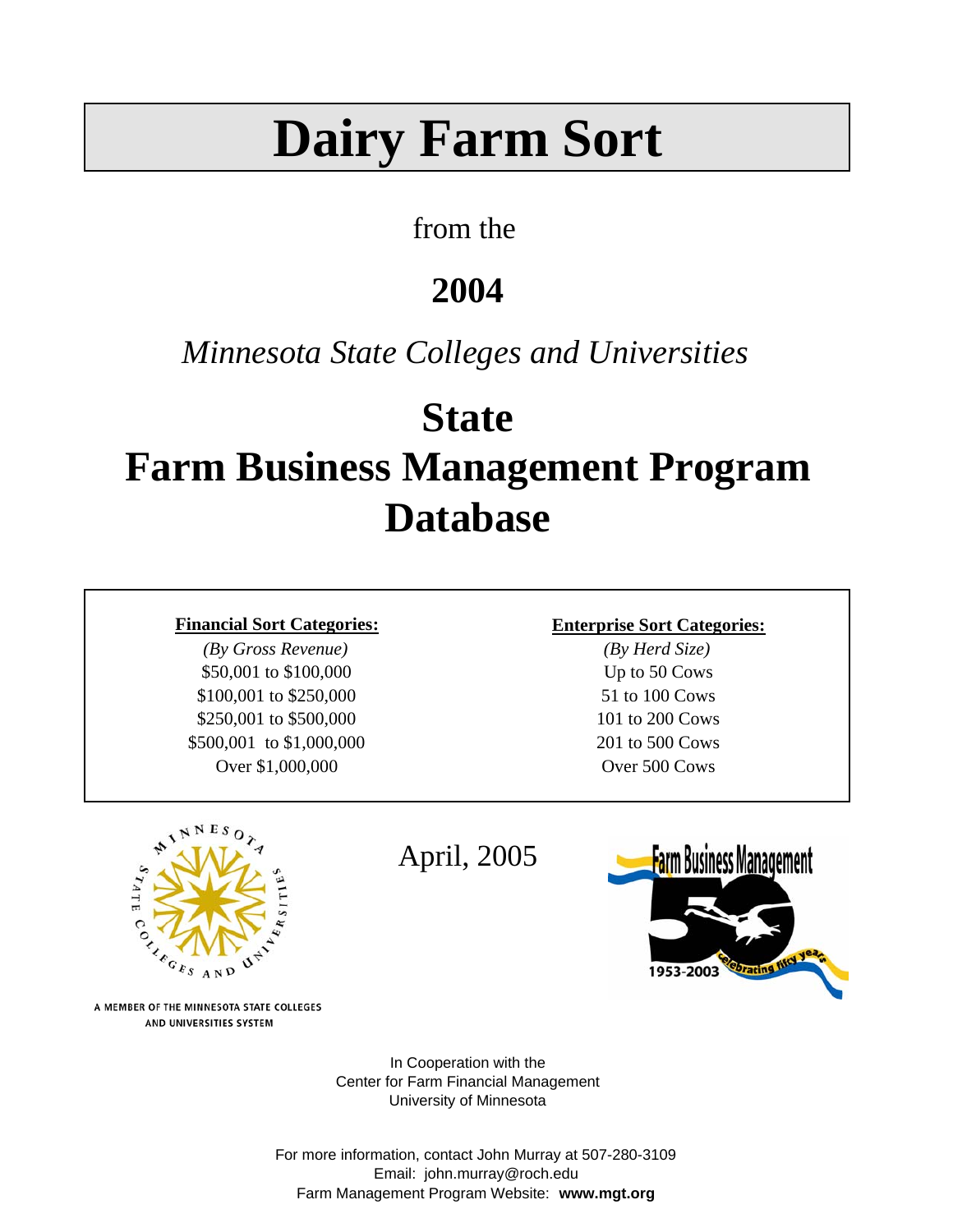# Dairy Farm Sort

from the

## 2004

*Minnesota State Colleges and Universities*

# State
# Farm Business Management Program
# Database

**Financial Sort Categories:**

*(By Gross Revenue)*
$50,001 to $100,000
$100,001 to $250,000
$250,001 to $500,000
$500,001 to $1,000,000
Over $1,000,000

**Enterprise Sort Categories:**

*(By Herd Size)*
Up to 50 Cows
51 to 100 Cows
101 to 200 Cows
201 to 500 Cows
Over 500 Cows

April, 2005

A MEMBER OF THE MINNESOTA STATE COLLEGES AND UNIVERSITIES SYSTEM

Farm Business Management
1953-2003
Celebrating fifty years

In Cooperation with the
Center for Farm Financial Management
University of Minnesota

For more information, contact John Murray at 507-280-3109
Email: john.murray@roch.edu
Farm Management Program Website: **www.mgt.org**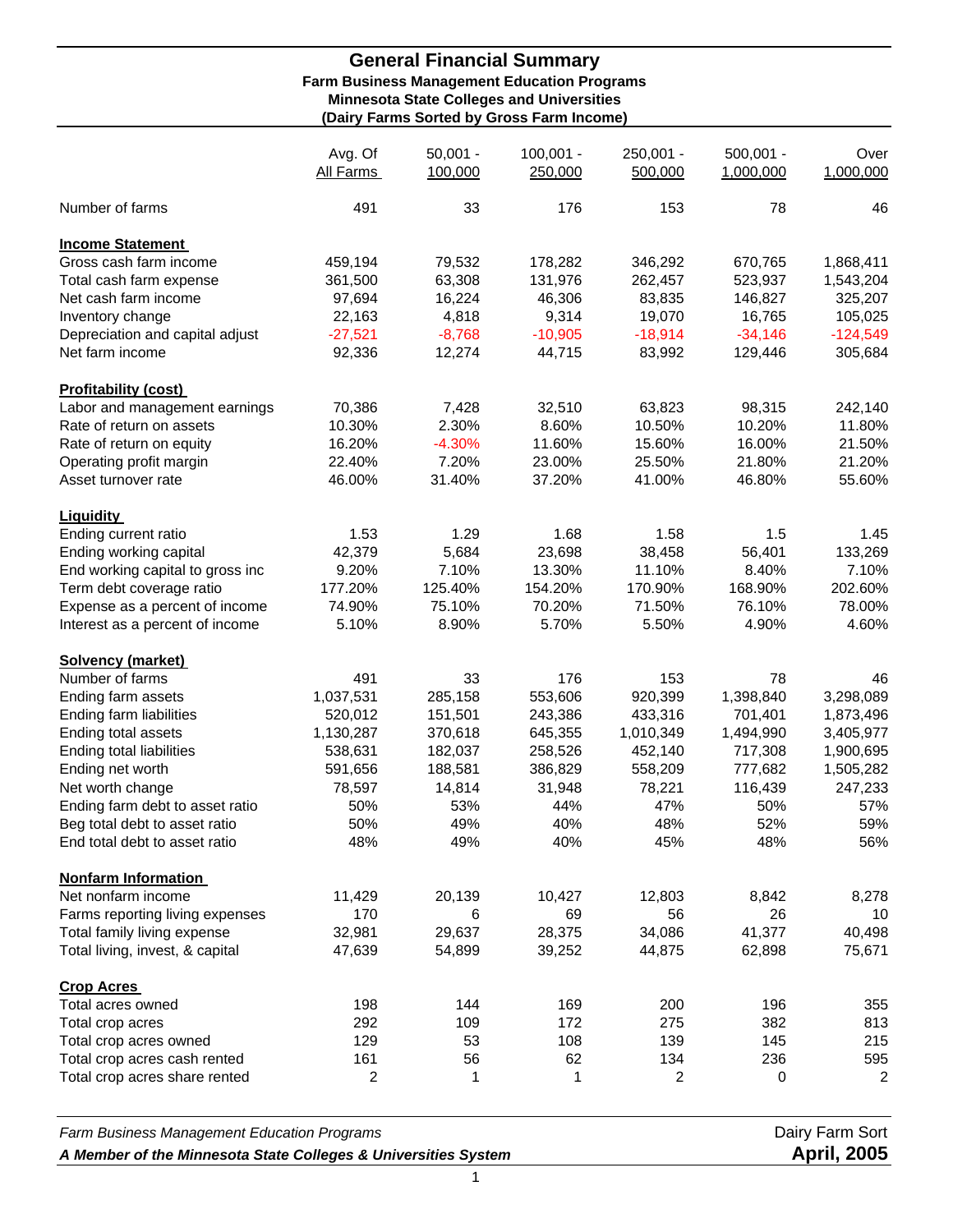# General Financial Summary

**Farm Business Management Education Programs**
**Minnesota State Colleges and Universities**
**(Dairy Farms Sorted by Gross Farm Income)**

| | Avg. Of All Farms | 50,001 - 100,000 | 100,001 - 250,000 | 250,001 - 500,000 | 500,001 - 1,000,000 | Over 1,000,000 |
|---|---|---|---|---|---|---|
| Number of farms | 491 | 33 | 176 | 153 | 78 | 46 |
| **Income Statement** | | | | | | |
| Gross cash farm income | 459,194 | 79,532 | 178,282 | 346,292 | 670,765 | 1,868,411 |
| Total cash farm expense | 361,500 | 63,308 | 131,976 | 262,457 | 523,937 | 1,543,204 |
| Net cash farm income | 97,694 | 16,224 | 46,306 | 83,835 | 146,827 | 325,207 |
| Inventory change | 22,163 | 4,818 | 9,314 | 19,070 | 16,765 | 105,025 |
| Depreciation and capital adjust | -27,521 | -8,768 | -10,905 | -18,914 | -34,146 | -124,549 |
| Net farm income | 92,336 | 12,274 | 44,715 | 83,992 | 129,446 | 305,684 |
| **Profitability (cost)** | | | | | | |
| Labor and management earnings | 70,386 | 7,428 | 32,510 | 63,823 | 98,315 | 242,140 |
| Rate of return on assets | 10.30% | 2.30% | 8.60% | 10.50% | 10.20% | 11.80% |
| Rate of return on equity | 16.20% | -4.30% | 11.60% | 15.60% | 16.00% | 21.50% |
| Operating profit margin | 22.40% | 7.20% | 23.00% | 25.50% | 21.80% | 21.20% |
| Asset turnover rate | 46.00% | 31.40% | 37.20% | 41.00% | 46.80% | 55.60% |
| **Liquidity** | | | | | | |
| Ending current ratio | 1.53 | 1.29 | 1.68 | 1.58 | 1.5 | 1.45 |
| Ending working capital | 42,379 | 5,684 | 23,698 | 38,458 | 56,401 | 133,269 |
| End working capital to gross inc | 9.20% | 7.10% | 13.30% | 11.10% | 8.40% | 7.10% |
| Term debt coverage ratio | 177.20% | 125.40% | 154.20% | 170.90% | 168.90% | 202.60% |
| Expense as a percent of income | 74.90% | 75.10% | 70.20% | 71.50% | 76.10% | 78.00% |
| Interest as a percent of income | 5.10% | 8.90% | 5.70% | 5.50% | 4.90% | 4.60% |
| **Solvency (market)** | | | | | | |
| Number of farms | 491 | 33 | 176 | 153 | 78 | 46 |
| Ending farm assets | 1,037,531 | 285,158 | 553,606 | 920,399 | 1,398,840 | 3,298,089 |
| Ending farm liabilities | 520,012 | 151,501 | 243,386 | 433,316 | 701,401 | 1,873,496 |
| Ending total assets | 1,130,287 | 370,618 | 645,355 | 1,010,349 | 1,494,990 | 3,405,977 |
| Ending total liabilities | 538,631 | 182,037 | 258,526 | 452,140 | 717,308 | 1,900,695 |
| Ending net worth | 591,656 | 188,581 | 386,829 | 558,209 | 777,682 | 1,505,282 |
| Net worth change | 78,597 | 14,814 | 31,948 | 78,221 | 116,439 | 247,233 |
| Ending farm debt to asset ratio | 50% | 53% | 44% | 47% | 50% | 57% |
| Beg total debt to asset ratio | 50% | 49% | 40% | 48% | 52% | 59% |
| End total debt to asset ratio | 48% | 49% | 40% | 45% | 48% | 56% |
| **Nonfarm Information** | | | | | | |
| Net nonfarm income | 11,429 | 20,139 | 10,427 | 12,803 | 8,842 | 8,278 |
| Farms reporting living expenses | 170 | 6 | 69 | 56 | 26 | 10 |
| Total family living expense | 32,981 | 29,637 | 28,375 | 34,086 | 41,377 | 40,498 |
| Total living, invest, & capital | 47,639 | 54,899 | 39,252 | 44,875 | 62,898 | 75,671 |
| **Crop Acres** | | | | | | |
| Total acres owned | 198 | 144 | 169 | 200 | 196 | 355 |
| Total crop acres | 292 | 109 | 172 | 275 | 382 | 813 |
| Total crop acres owned | 129 | 53 | 108 | 139 | 145 | 215 |
| Total crop acres cash rented | 161 | 56 | 62 | 134 | 236 | 595 |
| Total crop acres share rented | 2 | 1 | 1 | 2 | 0 | 2 |

*Farm Business Management Education Programs* — Dairy Farm Sort

***A Member of the Minnesota State Colleges & Universities System*** — **April, 2005**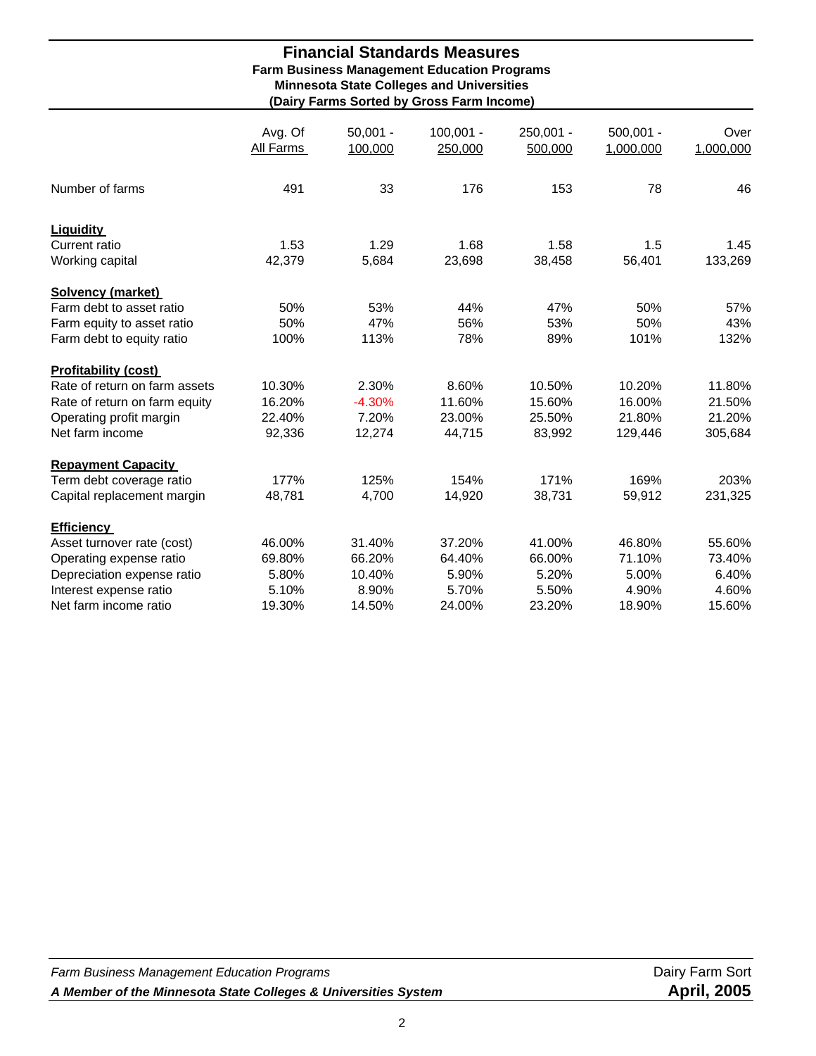# Financial Standards Measures

**Farm Business Management Education Programs**
**Minnesota State Colleges and Universities**
**(Dairy Farms Sorted by Gross Farm Income)**

| | Avg. Of All Farms | 50,001 - 100,000 | 100,001 - 250,000 | 250,001 - 500,000 | 500,001 - 1,000,000 | Over 1,000,000 |
|---|---|---|---|---|---|---|
| Number of farms | 491 | 33 | 176 | 153 | 78 | 46 |
| **Liquidity** | | | | | | |
| Current ratio | 1.53 | 1.29 | 1.68 | 1.58 | 1.5 | 1.45 |
| Working capital | 42,379 | 5,684 | 23,698 | 38,458 | 56,401 | 133,269 |
| **Solvency (market)** | | | | | | |
| Farm debt to asset ratio | 50% | 53% | 44% | 47% | 50% | 57% |
| Farm equity to asset ratio | 50% | 47% | 56% | 53% | 50% | 43% |
| Farm debt to equity ratio | 100% | 113% | 78% | 89% | 101% | 132% |
| **Profitability (cost)** | | | | | | |
| Rate of return on farm assets | 10.30% | 2.30% | 8.60% | 10.50% | 10.20% | 11.80% |
| Rate of return on farm equity | 16.20% | -4.30% | 11.60% | 15.60% | 16.00% | 21.50% |
| Operating profit margin | 22.40% | 7.20% | 23.00% | 25.50% | 21.80% | 21.20% |
| Net farm income | 92,336 | 12,274 | 44,715 | 83,992 | 129,446 | 305,684 |
| **Repayment Capacity** | | | | | | |
| Term debt coverage ratio | 177% | 125% | 154% | 171% | 169% | 203% |
| Capital replacement margin | 48,781 | 4,700 | 14,920 | 38,731 | 59,912 | 231,325 |
| **Efficiency** | | | | | | |
| Asset turnover rate (cost) | 46.00% | 31.40% | 37.20% | 41.00% | 46.80% | 55.60% |
| Operating expense ratio | 69.80% | 66.20% | 64.40% | 66.00% | 71.10% | 73.40% |
| Depreciation expense ratio | 5.80% | 10.40% | 5.90% | 5.20% | 5.00% | 6.40% |
| Interest expense ratio | 5.10% | 8.90% | 5.70% | 5.50% | 4.90% | 4.60% |
| Net farm income ratio | 19.30% | 14.50% | 24.00% | 23.20% | 18.90% | 15.60% |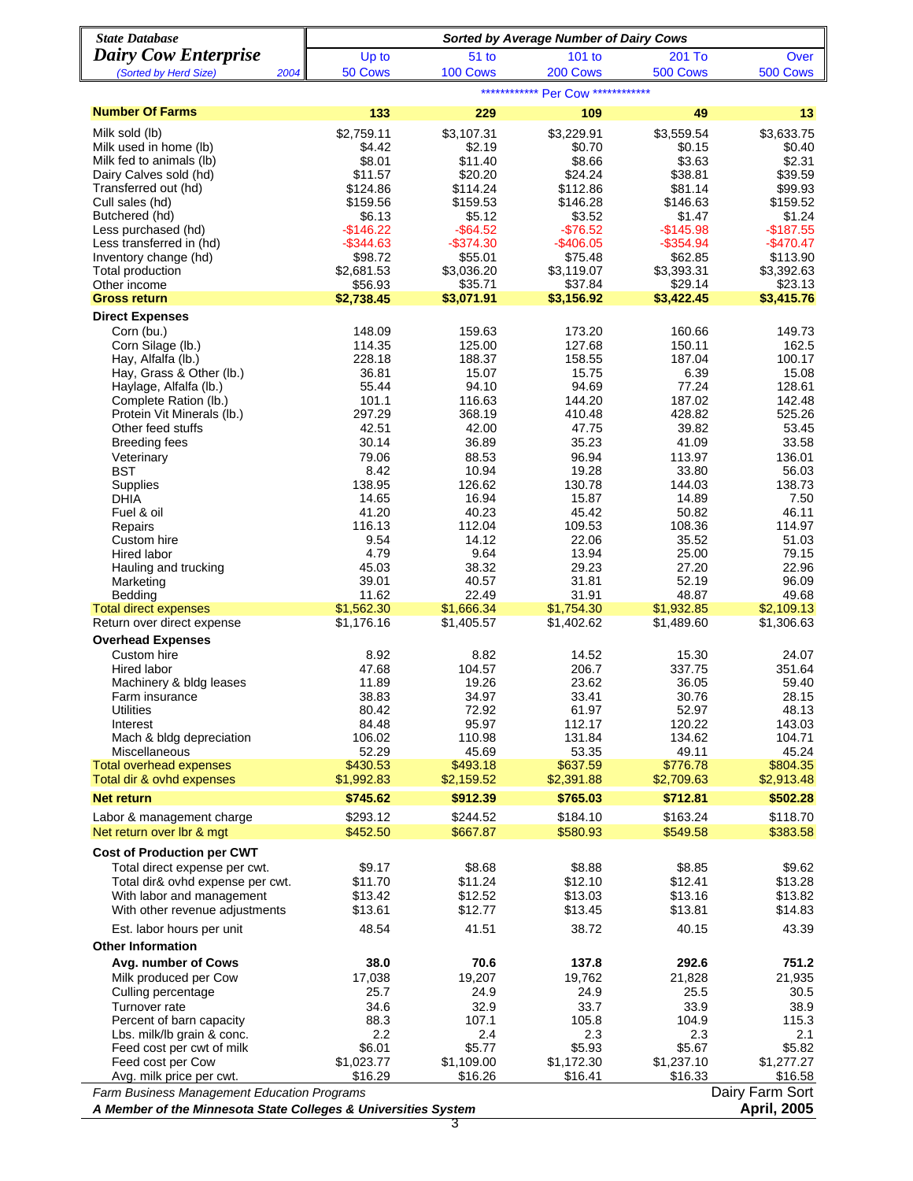| *State Database* **Dairy Cow Enterprise** *(Sorted by Herd Size)* *2004* | ***Sorted by Average Number of Dairy Cows*** | | | | |
|---|---|---|---|---|---|
| | Up to 50 Cows | 51 to 100 Cows | 101 to 200 Cows | 201 To 500 Cows | Over 500 Cows |
| | | | ************ Per Cow ************ | | |
| **Number Of Farms** | **133** | **229** | **109** | **49** | **13** |
| Milk sold (lb) | $2,759.11 | $3,107.31 | $3,229.91 | $3,559.54 | $3,633.75 |
| Milk used in home (lb) | $4.42 | $2.19 | $0.70 | $0.15 | $0.40 |
| Milk fed to animals (lb) | $8.01 | $11.40 | $8.66 | $3.63 | $2.31 |
| Dairy Calves sold (hd) | $11.57 | $20.20 | $24.24 | $38.81 | $39.59 |
| Transferred out (hd) | $124.86 | $114.24 | $112.86 | $81.14 | $99.93 |
| Cull sales (hd) | $159.56 | $159.53 | $146.28 | $146.63 | $159.52 |
| Butchered (hd) | $6.13 | $5.12 | $3.52 | $1.47 | $1.24 |
| Less purchased (hd) | -$146.22 | -$64.52 | -$76.52 | -$145.98 | -$187.55 |
| Less transferred in (hd) | -$344.63 | -$374.30 | -$406.05 | -$354.94 | -$470.47 |
| Inventory change (hd) | $98.72 | $55.01 | $75.48 | $62.85 | $113.90 |
| Total production | $2,681.53 | $3,036.20 | $3,119.07 | $3,393.31 | $3,392.63 |
| Other income | $56.93 | $35.71 | $37.84 | $29.14 | $23.13 |
| **Gross return** | **$2,738.45** | **$3,071.91** | **$3,156.92** | **$3,422.45** | **$3,415.76** |
| **Direct Expenses** | | | | | |
| Corn (bu.) | 148.09 | 159.63 | 173.20 | 160.66 | 149.73 |
| Corn Silage (lb.) | 114.35 | 125.00 | 127.68 | 150.11 | 162.5 |
| Hay, Alfalfa (lb.) | 228.18 | 188.37 | 158.55 | 187.04 | 100.17 |
| Hay, Grass & Other (lb.) | 36.81 | 15.07 | 15.75 | 6.39 | 15.08 |
| Haylage, Alfalfa (lb.) | 55.44 | 94.10 | 94.69 | 77.24 | 128.61 |
| Complete Ration (lb.) | 101.1 | 116.63 | 144.20 | 187.02 | 142.48 |
| Protein Vit Minerals (lb.) | 297.29 | 368.19 | 410.48 | 428.82 | 525.26 |
| Other feed stuffs | 42.51 | 42.00 | 47.75 | 39.82 | 53.45 |
| Breeding fees | 30.14 | 36.89 | 35.23 | 41.09 | 33.58 |
| Veterinary | 79.06 | 88.53 | 96.94 | 113.97 | 136.01 |
| BST | 8.42 | 10.94 | 19.28 | 33.80 | 56.03 |
| Supplies | 138.95 | 126.62 | 130.78 | 144.03 | 138.73 |
| DHIA | 14.65 | 16.94 | 15.87 | 14.89 | 7.50 |
| Fuel & oil | 41.20 | 40.23 | 45.42 | 50.82 | 46.11 |
| Repairs | 116.13 | 112.04 | 109.53 | 108.36 | 114.97 |
| Custom hire | 9.54 | 14.12 | 22.06 | 35.52 | 51.03 |
| Hired labor | 4.79 | 9.64 | 13.94 | 25.00 | 79.15 |
| Hauling and trucking | 45.03 | 38.32 | 29.23 | 27.20 | 22.96 |
| Marketing | 39.01 | 40.57 | 31.81 | 52.19 | 96.09 |
| Bedding | 11.62 | 22.49 | 31.91 | 48.87 | 49.68 |
| Total direct expenses | $1,562.30 | $1,666.34 | $1,754.30 | $1,932.85 | $2,109.13 |
| Return over direct expense | $1,176.16 | $1,405.57 | $1,402.62 | $1,489.60 | $1,306.63 |
| **Overhead Expenses** | | | | | |
| Custom hire | 8.92 | 8.82 | 14.52 | 15.30 | 24.07 |
| Hired labor | 47.68 | 104.57 | 206.7 | 337.75 | 351.64 |
| Machinery & bldg leases | 11.89 | 19.26 | 23.62 | 36.05 | 59.40 |
| Farm insurance | 38.83 | 34.97 | 33.41 | 30.76 | 28.15 |
| Utilities | 80.42 | 72.92 | 61.97 | 52.97 | 48.13 |
| Interest | 84.48 | 95.97 | 112.17 | 120.22 | 143.03 |
| Mach & bldg depreciation | 106.02 | 110.98 | 131.84 | 134.62 | 104.71 |
| Miscellaneous | 52.29 | 45.69 | 53.35 | 49.11 | 45.24 |
| Total overhead expenses | $430.53 | $493.18 | $637.59 | $776.78 | $804.35 |
| Total dir & ovhd expenses | $1,992.83 | $2,159.52 | $2,391.88 | $2,709.63 | $2,913.48 |
| **Net return** | **$745.62** | **$912.39** | **$765.03** | **$712.81** | **$502.28** |
| Labor & management charge | $293.12 | $244.52 | $184.10 | $163.24 | $118.70 |
| Net return over lbr & mgt | $452.50 | $667.87 | $580.93 | $549.58 | $383.58 |
| **Cost of Production per CWT** | | | | | |
| Total direct expense per cwt. | $9.17 | $8.68 | $8.88 | $8.85 | $9.62 |
| Total dir& ovhd expense per cwt. | $11.70 | $11.24 | $12.10 | $12.41 | $13.28 |
| With labor and management | $13.42 | $12.52 | $13.03 | $13.16 | $13.82 |
| With other revenue adjustments | $13.61 | $12.77 | $13.45 | $13.81 | $14.83 |
| Est. labor hours per unit | 48.54 | 41.51 | 38.72 | 40.15 | 43.39 |
| **Other Information** | | | | | |
| **Avg. number of Cows** | **38.0** | **70.6** | **137.8** | **292.6** | **751.2** |
| Milk produced per Cow | 17,038 | 19,207 | 19,762 | 21,828 | 21,935 |
| Culling percentage | 25.7 | 24.9 | 24.9 | 25.5 | 30.5 |
| Turnover rate | 34.6 | 32.9 | 33.7 | 33.9 | 38.9 |
| Percent of barn capacity | 88.3 | 107.1 | 105.8 | 104.9 | 115.3 |
| Lbs. milk/lb grain & conc. | 2.2 | 2.4 | 2.3 | 2.3 | 2.1 |
| Feed cost per cwt of milk | $6.01 | $5.77 | $5.93 | $5.67 | $5.82 |
| Feed cost per Cow | $1,023.77 | $1,109.00 | $1,172.30 | $1,237.10 | $1,277.27 |
| Avg. milk price per cwt. | $16.29 | $16.26 | $16.41 | $16.33 | $16.58 |

*Farm Business Management Education Programs* — Dairy Farm Sort

***A Member of the Minnesota State Colleges & Universities System*** — **April, 2005**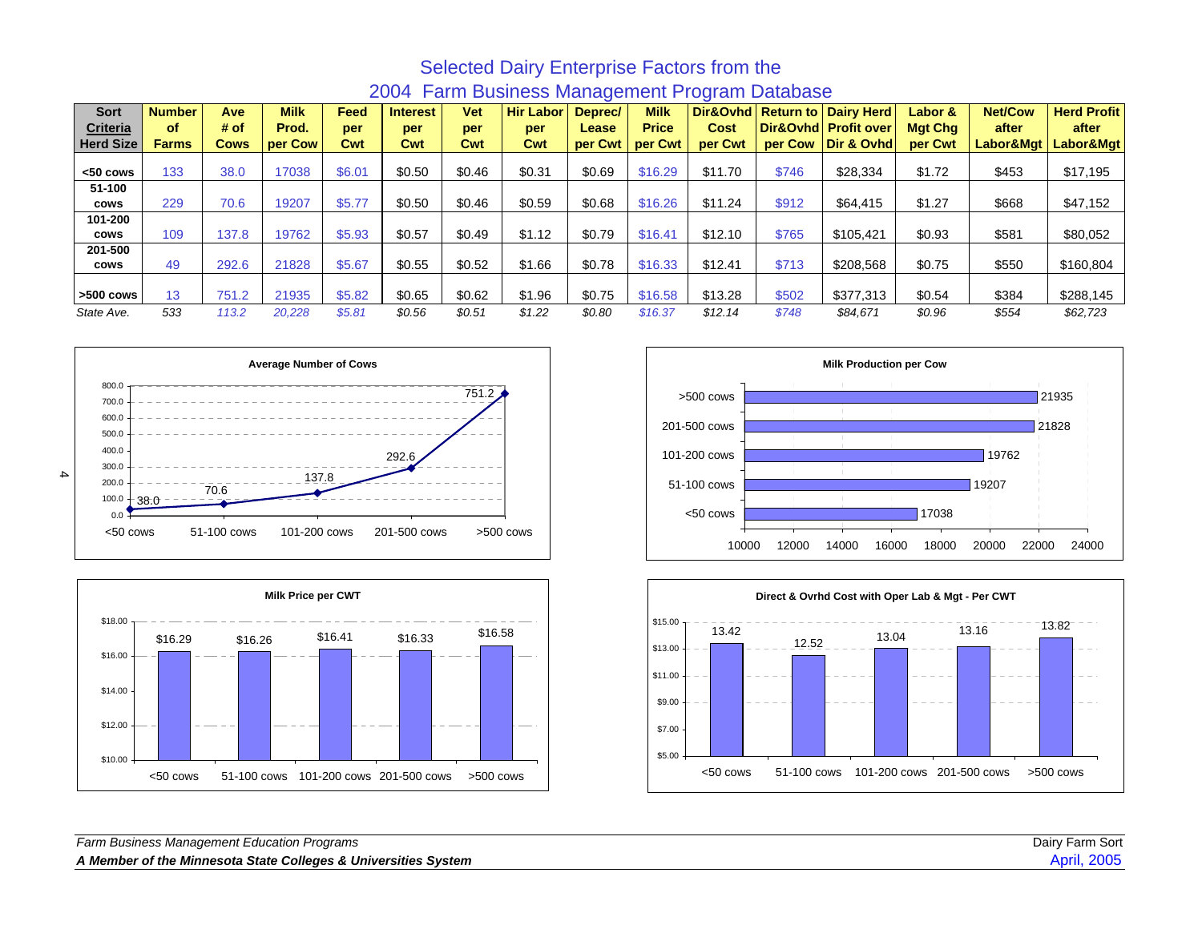# Selected Dairy Enterprise Factors from the 2004 Farm Business Management Program Database

| Sort Criteria Herd Size | Number of Farms | Ave # of Cows | Milk Prod. per Cow | Feed per Cwt | Interest per Cwt | Vet per Cwt | Hir Labor per Cwt | Deprec/ Lease per Cwt | Milk Price per Cwt | Dir&Ovhd Cost per Cwt | Return to Dir&Ovhd per Cow | Dairy Herd Profit over Dir & Ovhd | Labor & Mgt Chg per Cwt | Net/Cow after Labor&Mgt | Herd Profit after Labor&Mgt |
|---|---|---|---|---|---|---|---|---|---|---|---|---|---|---|---|
| <50 cows | 133 | 38.0 | 17038 | $6.01 | $0.50 | $0.46 | $0.31 | $0.69 | $16.29 | $11.70 | $746 | $28,334 | $1.72 | $453 | $17,195 |
| 51-100 cows | 229 | 70.6 | 19207 | $5.77 | $0.50 | $0.46 | $0.59 | $0.68 | $16.26 | $11.24 | $912 | $64,415 | $1.27 | $668 | $47,152 |
| 101-200 cows | 109 | 137.8 | 19762 | $5.93 | $0.57 | $0.49 | $1.12 | $0.79 | $16.41 | $12.10 | $765 | $105,421 | $0.93 | $581 | $80,052 |
| 201-500 cows | 49 | 292.6 | 21828 | $5.67 | $0.55 | $0.52 | $1.66 | $0.78 | $16.33 | $12.41 | $713 | $208,568 | $0.75 | $550 | $160,804 |
| >500 cows | 13 | 751.2 | 21935 | $5.82 | $0.65 | $0.62 | $1.96 | $0.75 | $16.58 | $13.28 | $502 | $377,313 | $0.54 | $384 | $288,145 |
| *State Ave.* | *533* | *113.2* | *20,228* | *$5.81* | *$0.56* | *$0.51* | *$1.22* | *$0.80* | *$16.37* | *$12.14* | *$748* | *$84,671* | *$0.96* | *$554* | *$62,723* |

**Average Number of Cows**

| Herd Size | Average Number of Cows |
|---|---|
| <50 cows | 38.0 |
| 51-100 cows | 70.6 |
| 101-200 cows | 137.8 |
| 201-500 cows | 292.6 |
| >500 cows | 751.2 |

**Milk Production per Cow**

| Herd Size | Milk Production per Cow |
|---|---|
| >500 cows | 21935 |
| 201-500 cows | 21828 |
| 101-200 cows | 19762 |
| 51-100 cows | 19207 |
| <50 cows | 17038 |

**Milk Price per CWT**

| Herd Size | Milk Price per CWT |
|---|---|
| <50 cows | $16.29 |
| 51-100 cows | $16.26 |
| 101-200 cows | $16.41 |
| 201-500 cows | $16.33 |
| >500 cows | $16.58 |

**Direct & Ovrhd Cost with Oper Lab & Mgt - Per CWT**

| Herd Size | Direct & Ovrhd Cost with Oper Lab & Mgt - Per CWT |
|---|---|
| <50 cows | 13.42 |
| 51-100 cows | 12.52 |
| 101-200 cows | 13.04 |
| 201-500 cows | 13.16 |
| >500 cows | 13.82 |

*Farm Business Management Education Programs*

***A Member of the Minnesota State Colleges & Universities System***

Dairy Farm Sort

April, 2005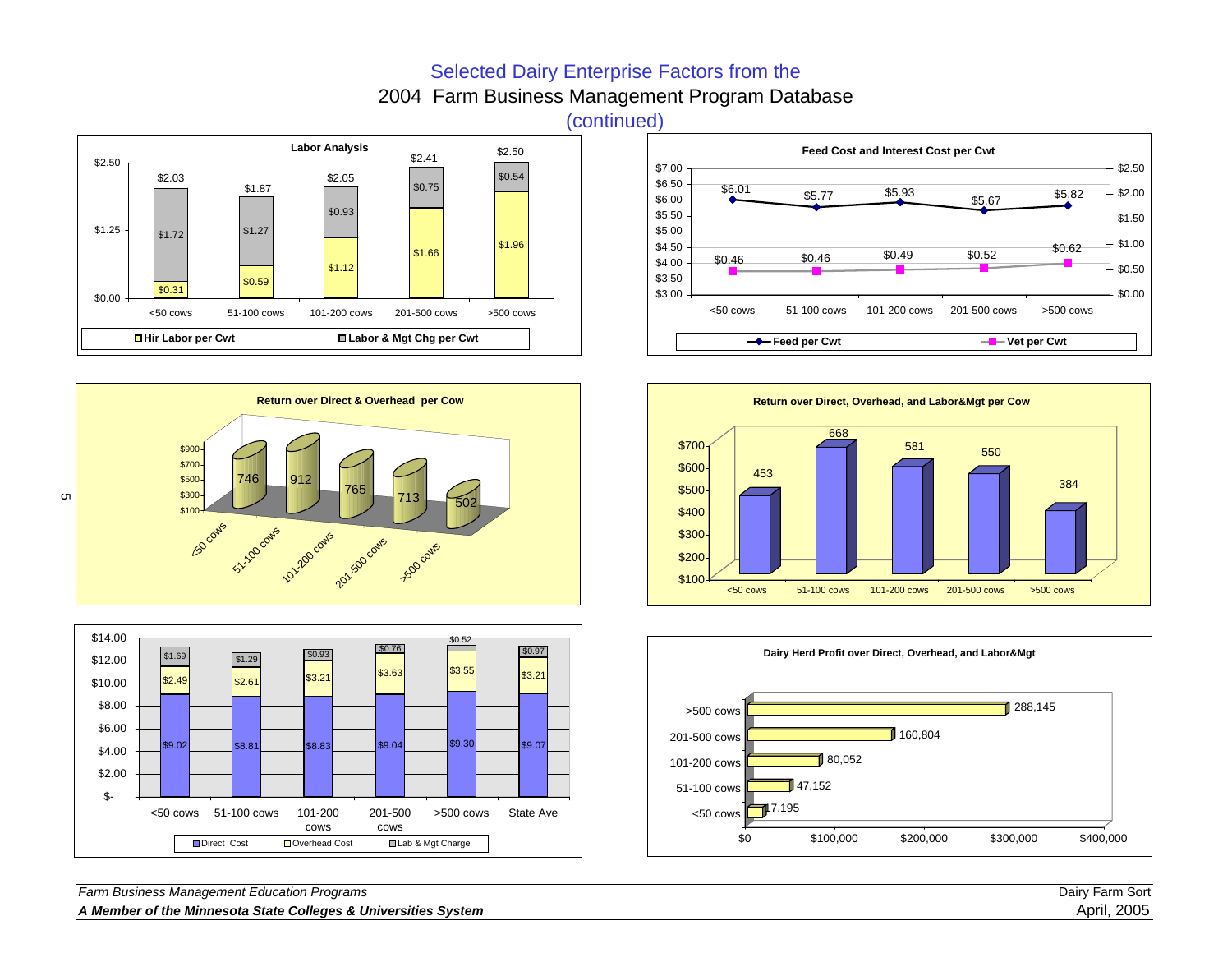# Selected Dairy Enterprise Factors from the 2004 Farm Business Management Program Database (continued)

### Labor Analysis

| | <50 cows | 51-100 cows | 101-200 cows | 201-500 cows | >500 cows |
|---|---|---|---|---|---|
| Hir Labor per Cwt | $0.31 | $0.59 | $1.12 | $1.66 | $1.96 |
| Labor & Mgt Chg per Cwt | $1.72 | $1.27 | $0.93 | $0.75 | $0.54 |
| Total | $2.03 | $1.87 | $2.05 | $2.41 | $2.50 |

### Feed Cost and Interest Cost per Cwt

| | <50 cows | 51-100 cows | 101-200 cows | 201-500 cows | >500 cows |
|---|---|---|---|---|---|
| Feed per Cwt | $6.01 | $5.77 | $5.93 | $5.67 | $5.82 |
| Vet per Cwt | $0.46 | $0.46 | $0.49 | $0.52 | $0.62 |

### Return over Direct & Overhead per Cow

| <50 cows | 51-100 cows | 101-200 cows | 201-500 cows | >500 cows |
|---|---|---|---|---|
| 746 | 912 | 765 | 713 | 502 |

### Return over Direct, Overhead, and Labor&Mgt per Cow

| <50 cows | 51-100 cows | 101-200 cows | 201-500 cows | >500 cows |
|---|---|---|---|---|
| 453 | 668 | 581 | 550 | 384 |

### Costs per Cwt

| | <50 cows | 51-100 cows | 101-200 cows | 201-500 cows | >500 cows | State Ave |
|---|---|---|---|---|---|---|
| Direct Cost | $9.02 | $8.81 | $8.83 | $9.04 | $9.30 | $9.07 |
| Overhead Cost | $2.49 | $2.61 | $3.21 | $3.63 | $3.55 | $3.21 |
| Lab & Mgt Charge | $1.69 | $1.29 | $0.93 | $0.76 | $0.52 | $0.97 |

### Dairy Herd Profit over Direct, Overhead, and Labor&Mgt

| Herd size | Profit |
|---|---|
| >500 cows | 288,145 |
| 201-500 cows | 160,804 |
| 101-200 cows | 80,052 |
| 51-100 cows | 47,152 |
| <50 cows | 17,195 |

*Farm Business Management Education Programs*

***A Member of the Minnesota State Colleges & Universities System***

Dairy Farm Sort

April, 2005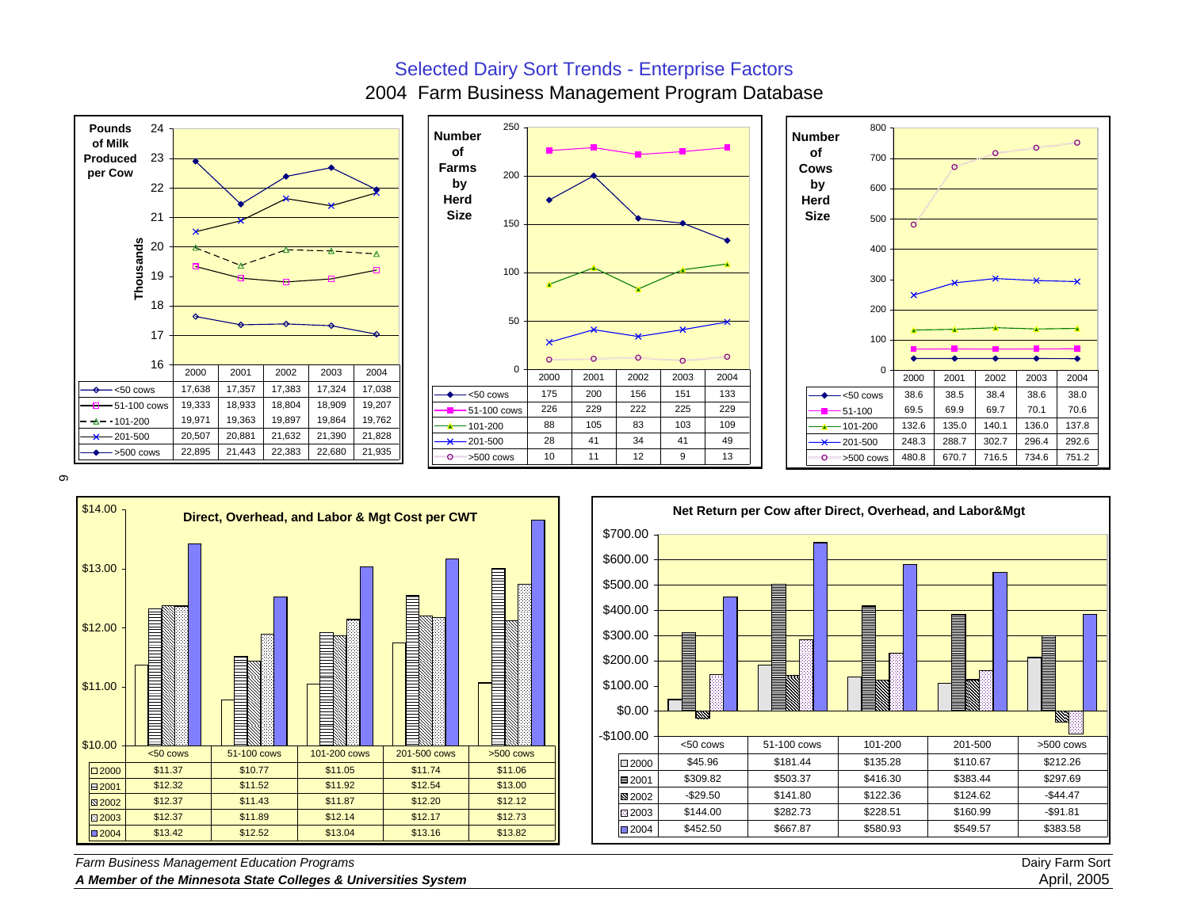# Selected Dairy Sort Trends - Enterprise Factors

## 2004 Farm Business Management Program Database

**Pounds of Milk Produced per Cow** (Thousands)

| | 2000 | 2001 | 2002 | 2003 | 2004 |
|---|---|---|---|---|---|
| <50 cows | 17,638 | 17,357 | 17,383 | 17,324 | 17,038 |
| 51-100 cows | 19,333 | 18,933 | 18,804 | 18,909 | 19,207 |
| 101-200 | 19,971 | 19,363 | 19,897 | 19,864 | 19,762 |
| 201-500 | 20,507 | 20,881 | 21,632 | 21,390 | 21,828 |
| >500 cows | 22,895 | 21,443 | 22,383 | 22,680 | 21,935 |

**Number of Farms by Herd Size**

| | 2000 | 2001 | 2002 | 2003 | 2004 |
|---|---|---|---|---|---|
| <50 cows | 175 | 200 | 156 | 151 | 133 |
| 51-100 cows | 226 | 229 | 222 | 225 | 229 |
| 101-200 | 88 | 105 | 83 | 103 | 109 |
| 201-500 | 28 | 41 | 34 | 41 | 49 |
| >500 cows | 10 | 11 | 12 | 9 | 13 |

**Number of Cows by Herd Size**

| | 2000 | 2001 | 2002 | 2003 | 2004 |
|---|---|---|---|---|---|
| <50 cows | 38.6 | 38.5 | 38.4 | 38.6 | 38.0 |
| 51-100 | 69.5 | 69.9 | 69.7 | 70.1 | 70.6 |
| 101-200 | 132.6 | 135.0 | 140.1 | 136.0 | 137.8 |
| 201-500 | 248.3 | 288.7 | 302.7 | 296.4 | 292.6 |
| >500 cows | 480.8 | 670.7 | 716.5 | 734.6 | 751.2 |

**Direct, Overhead, and Labor & Mgt Cost per CWT**

| | <50 cows | 51-100 cows | 101-200 cows | 201-500 cows | >500 cows |
|---|---|---|---|---|---|
| 2000 | $11.37 | $10.77 | $11.05 | $11.74 | $11.06 |
| 2001 | $12.32 | $11.52 | $11.92 | $12.54 | $13.00 |
| 2002 | $12.37 | $11.43 | $11.87 | $12.20 | $12.12 |
| 2003 | $12.37 | $11.89 | $12.14 | $12.17 | $12.73 |
| 2004 | $13.42 | $12.52 | $13.04 | $13.16 | $13.82 |

**Net Return per Cow after Direct, Overhead, and Labor&Mgt**

| | <50 cows | 51-100 cows | 101-200 | 201-500 | >500 cows |
|---|---|---|---|---|---|
| 2000 | $45.96 | $181.44 | $135.28 | $110.67 | $212.26 |
| 2001 | $309.82 | $503.37 | $416.30 | $383.44 | $297.69 |
| 2002 | -$29.50 | $141.80 | $122.36 | $124.62 | -$44.47 |
| 2003 | $144.00 | $282.73 | $228.51 | $160.99 | -$91.81 |
| 2004 | $452.50 | $667.87 | $580.93 | $549.57 | $383.58 |

*Farm Business Management Education Programs*
***A Member of the Minnesota State Colleges & Universities System***

Dairy Farm Sort
April, 2005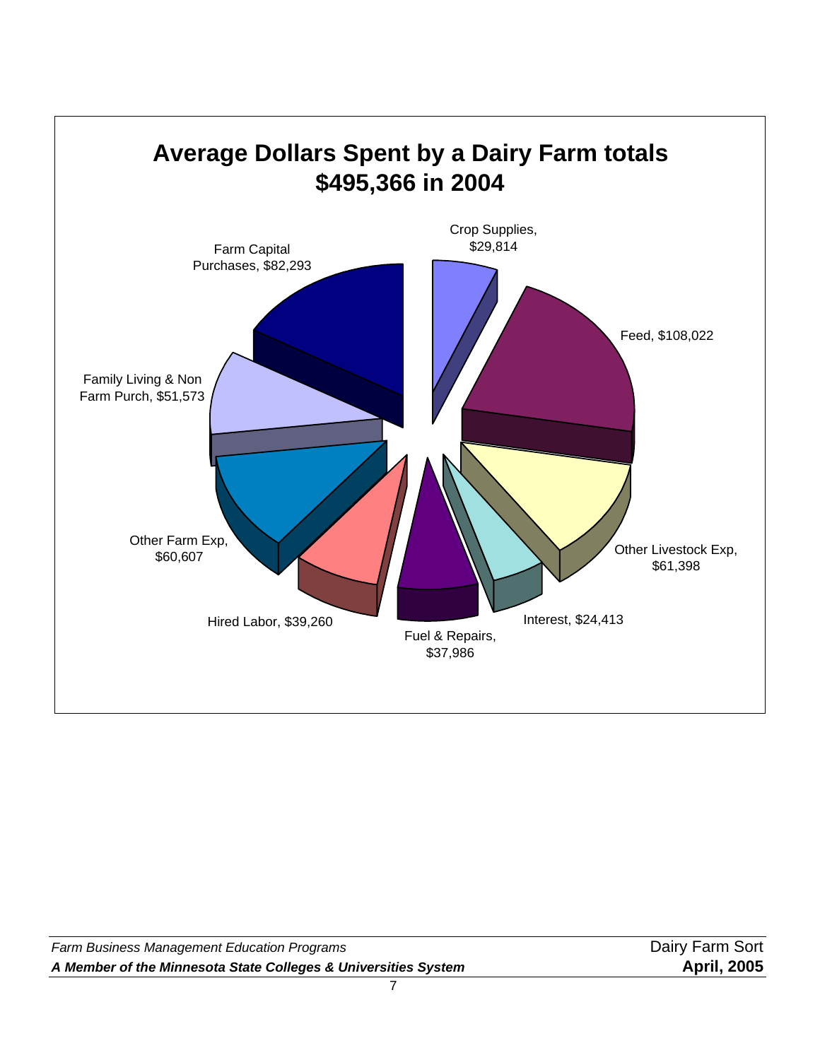# Average Dollars Spent by a Dairy Farm totals $495,366 in 2004

Crop Supplies, $29,814

Feed, $108,022

Other Livestock Exp, $61,398

Interest, $24,413

Fuel & Repairs, $37,986

Hired Labor, $39,260

Other Farm Exp, $60,607

Family Living & Non Farm Purch, $51,573

Farm Capital Purchases, $82,293